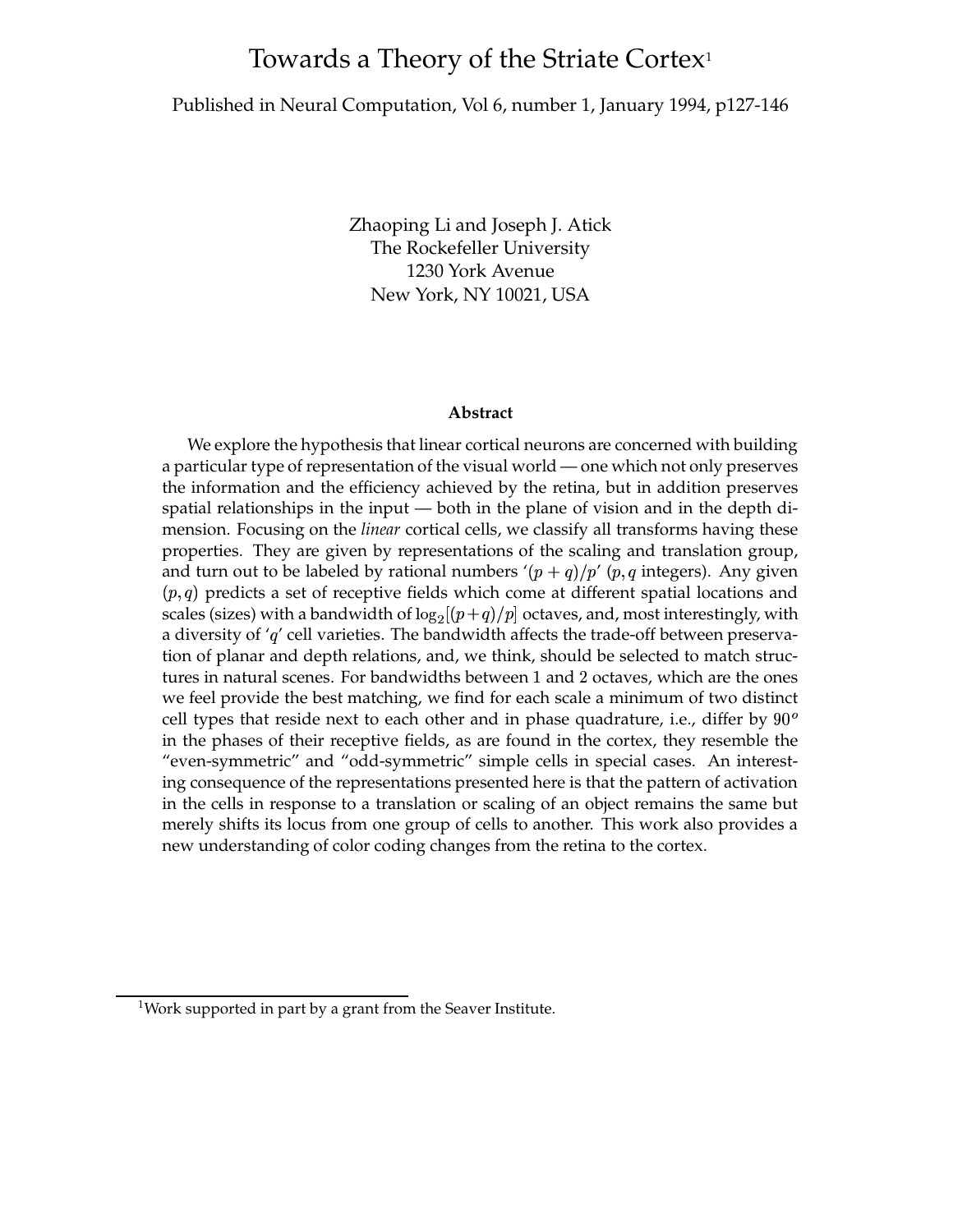# Towards a Theory of the Striate Cortex[1]

Published in Neural Computation, Vol 6, number 1, January 1994, p127-146

Zhaoping Li and Joseph J. Atick
The Rockefeller University
1230 York Avenue
New York, NY 10021, USA

### Abstract

We explore the hypothesis that linear cortical neurons are concerned with building a particular type of representation of the visual world — one which not only preserves the information and the efficiency achieved by the retina, but in addition preserves spatial relationships in the input — both in the plane of vision and in the depth dimension. Focusing on the *linear* cortical cells, we classify all transforms having these properties. They are given by representations of the scaling and translation group, and turn out to be labeled by rational numbers '$(p+q)/p$' ($p, q$ integers). Any given $(p, q)$ predicts a set of receptive fields which come at different spatial locations and scales (sizes) with a bandwidth of $\log_2[(p+q)/p]$ octaves, and, most interestingly, with a diversity of '$q$' cell varieties. The bandwidth affects the trade-off between preservation of planar and depth relations, and, we think, should be selected to match structures in natural scenes. For bandwidths between 1 and 2 octaves, which are the ones we feel provide the best matching, we find for each scale a minimum of two distinct cell types that reside next to each other and in phase quadrature, i.e., differ by $90^o$ in the phases of their receptive fields, as are found in the cortex, they resemble the "even-symmetric" and "odd-symmetric" simple cells in special cases. An interesting consequence of the representations presented here is that the pattern of activation in the cells in response to a translation or scaling of an object remains the same but merely shifts its locus from one group of cells to another. This work also provides a new understanding of color coding changes from the retina to the cortex.

[1] Work supported in part by a grant from the Seaver Institute.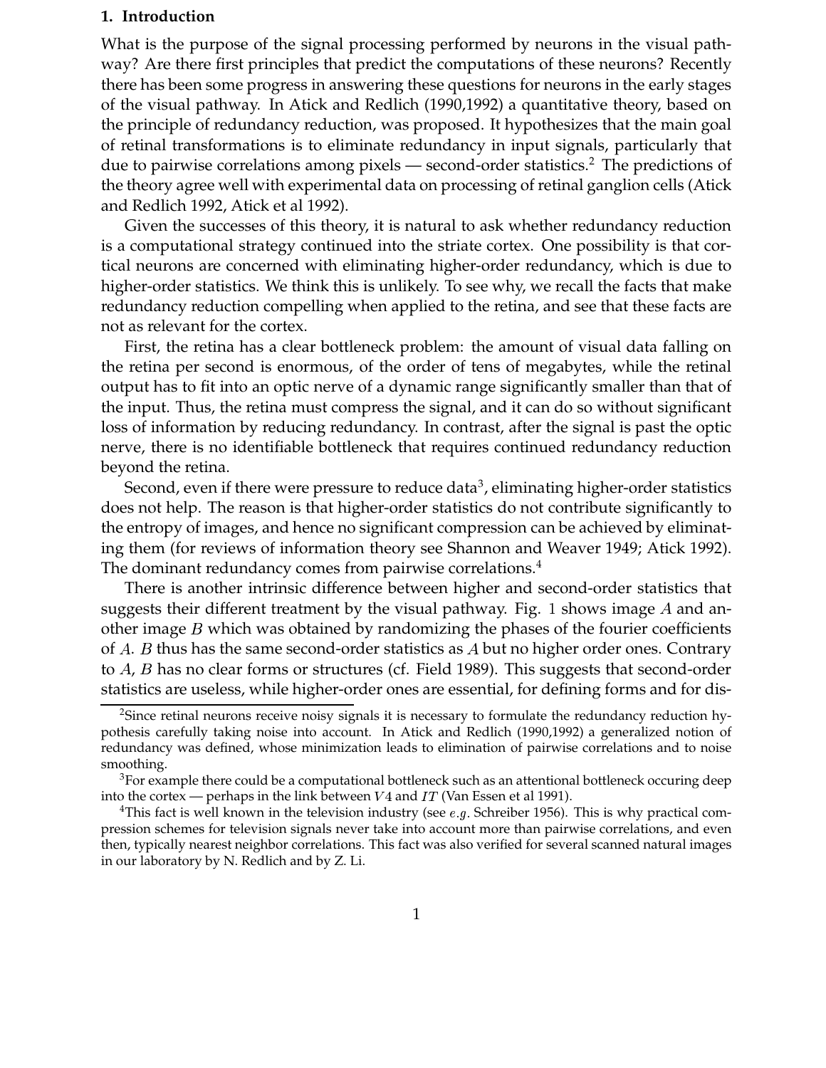## 1. Introduction

What is the purpose of the signal processing performed by neurons in the visual pathway? Are there first principles that predict the computations of these neurons? Recently there has been some progress in answering these questions for neurons in the early stages of the visual pathway. In Atick and Redlich (1990,1992) a quantitative theory, based on the principle of redundancy reduction, was proposed. It hypothesizes that the main goal of retinal transformations is to eliminate redundancy in input signals, particularly that due to pairwise correlations among pixels — second-order statistics.[2] The predictions of the theory agree well with experimental data on processing of retinal ganglion cells (Atick and Redlich 1992, Atick et al 1992).

Given the successes of this theory, it is natural to ask whether redundancy reduction is a computational strategy continued into the striate cortex. One possibility is that cortical neurons are concerned with eliminating higher-order redundancy, which is due to higher-order statistics. We think this is unlikely. To see why, we recall the facts that make redundancy reduction compelling when applied to the retina, and see that these facts are not as relevant for the cortex.

First, the retina has a clear bottleneck problem: the amount of visual data falling on the retina per second is enormous, of the order of tens of megabytes, while the retinal output has to fit into an optic nerve of a dynamic range significantly smaller than that of the input. Thus, the retina must compress the signal, and it can do so without significant loss of information by reducing redundancy. In contrast, after the signal is past the optic nerve, there is no identifiable bottleneck that requires continued redundancy reduction beyond the retina.

Second, even if there were pressure to reduce data[3], eliminating higher-order statistics does not help. The reason is that higher-order statistics do not contribute significantly to the entropy of images, and hence no significant compression can be achieved by eliminating them (for reviews of information theory see Shannon and Weaver 1949; Atick 1992). The dominant redundancy comes from pairwise correlations.[4]

There is another intrinsic difference between higher and second-order statistics that suggests their different treatment by the visual pathway. Fig. 1 shows image $A$ and another image $B$ which was obtained by randomizing the phases of the fourier coefficients of $A$. $B$ thus has the same second-order statistics as $A$ but no higher order ones. Contrary to $A$, $B$ has no clear forms or structures (cf. Field 1989). This suggests that second-order statistics are useless, while higher-order ones are essential, for defining forms and for dis-

[2] Since retinal neurons receive noisy signals it is necessary to formulate the redundancy reduction hypothesis carefully taking noise into account. In Atick and Redlich (1990,1992) a generalized notion of redundancy was defined, whose minimization leads to elimination of pairwise correlations and to noise smoothing.

[3] For example there could be a computational bottleneck such as an attentional bottleneck occuring deep into the cortex — perhaps in the link between $V4$ and $IT$ (Van Essen et al 1991).

[4] This fact is well known in the television industry (see *e.g.* Schreiber 1956). This is why practical compression schemes for television signals never take into account more than pairwise correlations, and even then, typically nearest neighbor correlations. This fact was also verified for several scanned natural images in our laboratory by N. Redlich and by Z. Li.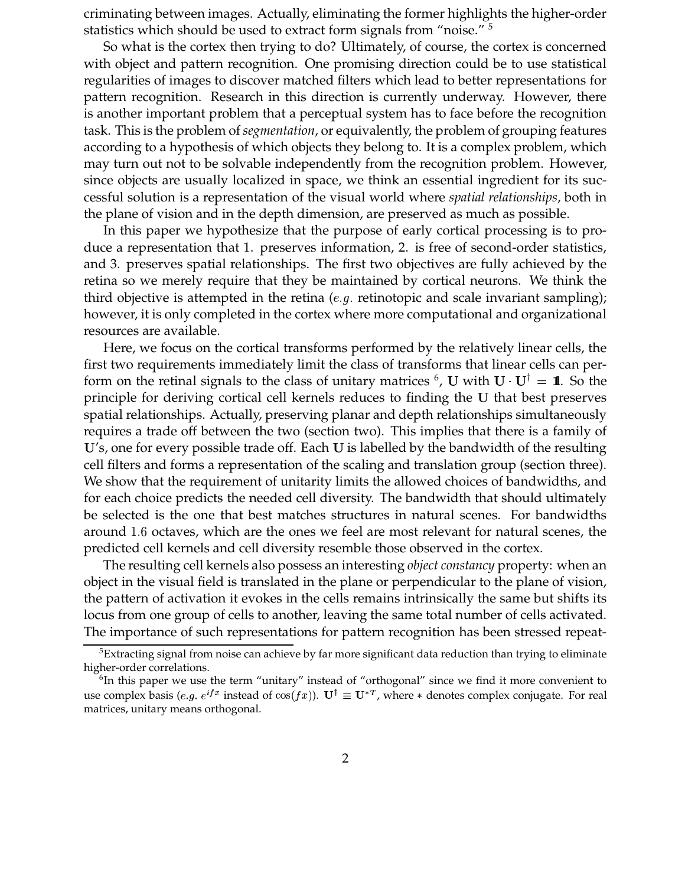criminating between images. Actually, eliminating the former highlights the higher-order statistics which should be used to extract form signals from "noise." [5]

So what is the cortex then trying to do? Ultimately, of course, the cortex is concerned with object and pattern recognition. One promising direction could be to use statistical regularities of images to discover matched filters which lead to better representations for pattern recognition. Research in this direction is currently underway. However, there is another important problem that a perceptual system has to face before the recognition task. This is the problem of *segmentation*, or equivalently, the problem of grouping features according to a hypothesis of which objects they belong to. It is a complex problem, which may turn out not to be solvable independently from the recognition problem. However, since objects are usually localized in space, we think an essential ingredient for its successful solution is a representation of the visual world where *spatial relationships*, both in the plane of vision and in the depth dimension, are preserved as much as possible.

In this paper we hypothesize that the purpose of early cortical processing is to produce a representation that 1. preserves information, 2. is free of second-order statistics, and 3. preserves spatial relationships. The first two objectives are fully achieved by the retina so we merely require that they be maintained by cortical neurons. We think the third objective is attempted in the retina (*e.g.* retinotopic and scale invariant sampling); however, it is only completed in the cortex where more computational and organizational resources are available.

Here, we focus on the cortical transforms performed by the relatively linear cells, the first two requirements immediately limit the class of transforms that linear cells can perform on the retinal signals to the class of unitary matrices [6], $\mathbf{U}$ with $\mathbf{U} \cdot \mathbf{U}^\dagger = \mathbb{1}$. So the principle for deriving cortical cell kernels reduces to finding the $\mathbf{U}$ that best preserves spatial relationships. Actually, preserving planar and depth relationships simultaneously requires a trade off between the two (section two). This implies that there is a family of $\mathbf{U}$'s, one for every possible trade off. Each $\mathbf{U}$ is labelled by the bandwidth of the resulting cell filters and forms a representation of the scaling and translation group (section three). We show that the requirement of unitarity limits the allowed choices of bandwidths, and for each choice predicts the needed cell diversity. The bandwidth that should ultimately be selected is the one that best matches structures in natural scenes. For bandwidths around $1.6$ octaves, which are the ones we feel are most relevant for natural scenes, the predicted cell kernels and cell diversity resemble those observed in the cortex.

The resulting cell kernels also possess an interesting *object constancy* property: when an object in the visual field is translated in the plane or perpendicular to the plane of vision, the pattern of activation it evokes in the cells remains intrinsically the same but shifts its locus from one group of cells to another, leaving the same total number of cells activated. The importance of such representations for pattern recognition has been stressed repeat-

---

[5] Extracting signal from noise can achieve by far more significant data reduction than trying to eliminate higher-order correlations.

[6] In this paper we use the term "unitary" instead of "orthogonal" since we find it more convenient to use complex basis (*e.g.* $e^{ifx}$ instead of $\cos(fx)$). $\mathbf{U}^\dagger \equiv \mathbf{U}^{*T}$, where $*$ denotes complex conjugate. For real matrices, unitary means orthogonal.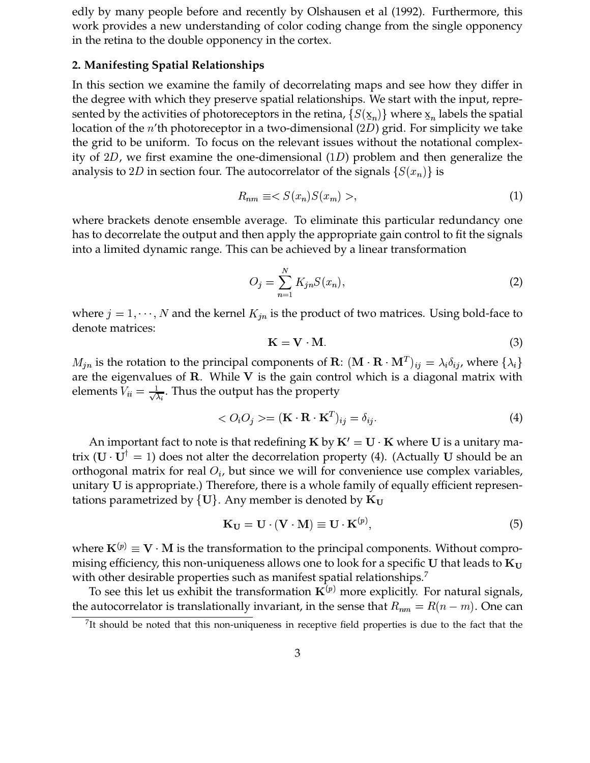edly by many people before and recently by Olshausen et al (1992). Furthermore, this work provides a new understanding of color coding change from the single opponency in the retina to the double opponency in the cortex.

## 2. Manifesting Spatial Relationships

In this section we examine the family of decorrelating maps and see how they differ in the degree with which they preserve spatial relationships. We start with the input, represented by the activities of photoreceptors in the retina, $\{S(\underline{x}_n)\}$ where $\underline{x}_n$ labels the spatial location of the $n$'th photoreceptor in a two-dimensional ($2D$) grid. For simplicity we take the grid to be uniform. To focus on the relevant issues without the notational complexity of $2D$, we first examine the one-dimensional ($1D$) problem and then generalize the analysis to $2D$ in section four. The autocorrelator of the signals $\{S(x_n)\}$ is

$$R_{nm} \equiv < S(x_n)S(x_m) >, \tag{1}$$

where brackets denote ensemble average. To eliminate this particular redundancy one has to decorrelate the output and then apply the appropriate gain control to fit the signals into a limited dynamic range. This can be achieved by a linear transformation

$$O_j = \sum_{n=1}^{N} K_{jn} S(x_n), \tag{2}$$

where $j = 1, \cdots, N$ and the kernel $K_{jn}$ is the product of two matrices. Using bold-face to denote matrices:

$$\mathbf{K} = \mathbf{V} \cdot \mathbf{M}. \tag{3}$$

$M_{jn}$ is the rotation to the principal components of $\mathbf{R}$: $(\mathbf{M} \cdot \mathbf{R} \cdot \mathbf{M}^T)_{ij} = \lambda_i \delta_{ij}$, where $\{\lambda_i\}$ are the eigenvalues of $\mathbf{R}$. While $\mathbf{V}$ is the gain control which is a diagonal matrix with elements $V_{ii} = \frac{1}{\sqrt{\lambda_i}}$. Thus the output has the property

$$< O_i O_j >= (\mathbf{K} \cdot \mathbf{R} \cdot \mathbf{K}^T)_{ij} = \delta_{ij}. \tag{4}$$

An important fact to note is that redefining $\mathbf{K}$ by $\mathbf{K'} = \mathbf{U} \cdot \mathbf{K}$ where $\mathbf{U}$ is a unitary matrix ($\mathbf{U} \cdot \mathbf{U}^\dagger = 1$) does not alter the decorrelation property (4). (Actually $\mathbf{U}$ should be an orthogonal matrix for real $O_i$, but since we will for convenience use complex variables, unitary $\mathbf{U}$ is appropriate.) Therefore, there is a whole family of equally efficient representations parametrized by $\{\mathbf{U}\}$. Any member is denoted by $\mathbf{K_U}$

$$\mathbf{K_U} = \mathbf{U} \cdot (\mathbf{V} \cdot \mathbf{M}) \equiv \mathbf{U} \cdot \mathbf{K}^{(p)}, \tag{5}$$

where $\mathbf{K}^{(p)} \equiv \mathbf{V} \cdot \mathbf{M}$ is the transformation to the principal components. Without compromising efficiency, this non-uniqueness allows one to look for a specific $\mathbf{U}$ that leads to $\mathbf{K_U}$ with other desirable properties such as manifest spatial relationships.[7]

To see this let us exhibit the transformation $\mathbf{K}^{(p)}$ more explicitly. For natural signals, the autocorrelator is translationally invariant, in the sense that $R_{nm} = R(n - m)$. One can

[7]It should be noted that this non-uniqueness in receptive field properties is due to the fact that the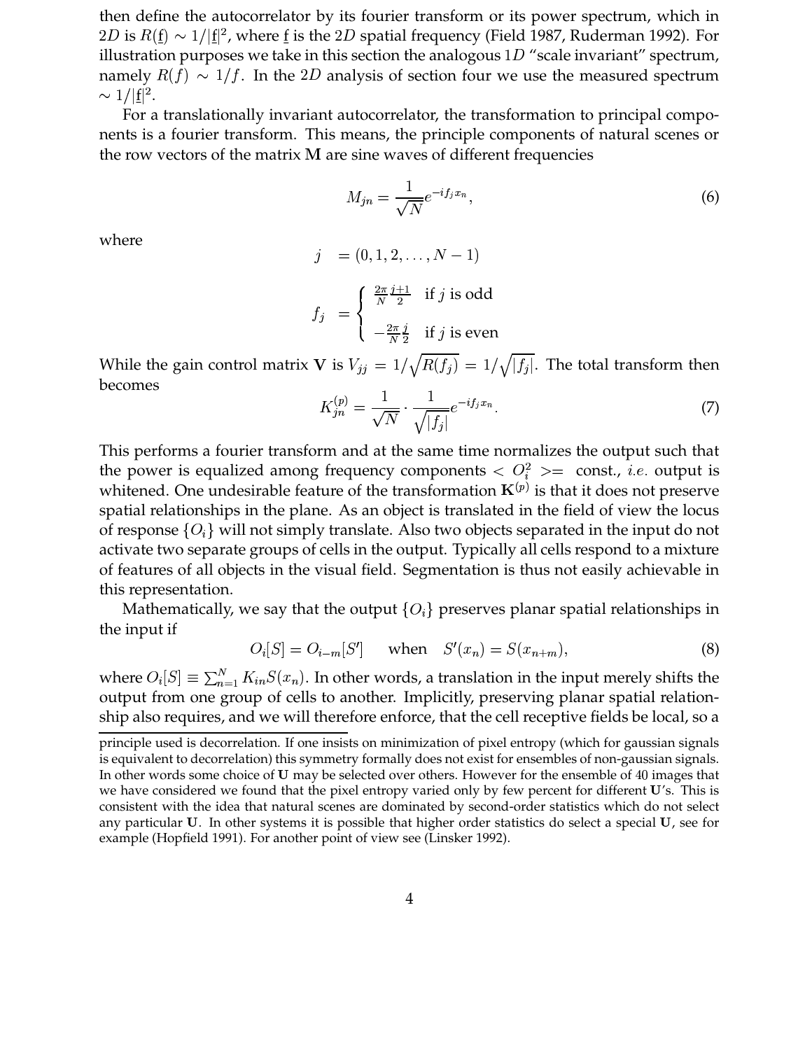then define the autocorrelator by its fourier transform or its power spectrum, which in $2D$ is $R(\underline{f}) \sim 1/|\underline{f}|^2$, where $\underline{f}$ is the $2D$ spatial frequency (Field 1987, Ruderman 1992). For illustration purposes we take in this section the analogous $1D$ "scale invariant" spectrum, namely $R(f) \sim 1/f$. In the $2D$ analysis of section four we use the measured spectrum $\sim 1/|\underline{f}|^2$.

For a translationally invariant autocorrelator, the transformation to principal components is a fourier transform. This means, the principle components of natural scenes or the row vectors of the matrix $\mathbf{M}$ are sine waves of different frequencies

$$M_{jn} = \frac{1}{\sqrt{N}} e^{-i f_j x_n}, \tag{6}$$

where

$$\begin{aligned} j &= (0, 1, 2, \ldots, N-1) \\ f_j &= \begin{cases} \frac{2\pi}{N}\frac{j+1}{2} & \text{if } j \text{ is odd} \\ -\frac{2\pi}{N}\frac{j}{2} & \text{if } j \text{ is even} \end{cases} \end{aligned}$$

While the gain control matrix $\mathbf{V}$ is $V_{jj} = 1/\sqrt{R(f_j)} = 1/\sqrt{|f_j|}$. The total transform then becomes

$$K^{(p)}_{jn} = \frac{1}{\sqrt{N}} \cdot \frac{1}{\sqrt{|f_j|}} e^{-i f_j x_n}. \tag{7}$$

This performs a fourier transform and at the same time normalizes the output such that the power is equalized among frequency components $< O_i^2 >=$ const., *i.e.* output is whitened. One undesirable feature of the transformation $\mathbf{K}^{(p)}$ is that it does not preserve spatial relationships in the plane. As an object is translated in the field of view the locus of response $\{O_i\}$ will not simply translate. Also two objects separated in the input do not activate two separate groups of cells in the output. Typically all cells respond to a mixture of features of all objects in the visual field. Segmentation is thus not easily achievable in this representation.

Mathematically, we say that the output $\{O_i\}$ preserves planar spatial relationships in the input if

$$O_i[S] = O_{i-m}[S'] \quad \text{when} \quad S'(x_n) = S(x_{n+m}), \tag{8}$$

where $O_i[S] \equiv \sum_{n=1}^{N} K_{in} S(x_n)$. In other words, a translation in the input merely shifts the output from one group of cells to another. Implicitly, preserving planar spatial relationship also requires, and we will therefore enforce, that the cell receptive fields be local, so a

---

principle used is decorrelation. If one insists on minimization of pixel entropy (which for gaussian signals is equivalent to decorrelation) this symmetry formally does not exist for ensembles of non-gaussian signals. In other words some choice of $\mathbf{U}$ may be selected over others. However for the ensemble of 40 images that we have considered we found that the pixel entropy varied only by few percent for different $\mathbf{U}$'s. This is consistent with the idea that natural scenes are dominated by second-order statistics which do not select any particular $\mathbf{U}$. In other systems it is possible that higher order statistics do select a special $\mathbf{U}$, see for example (Hopfield 1991). For another point of view see (Linsker 1992).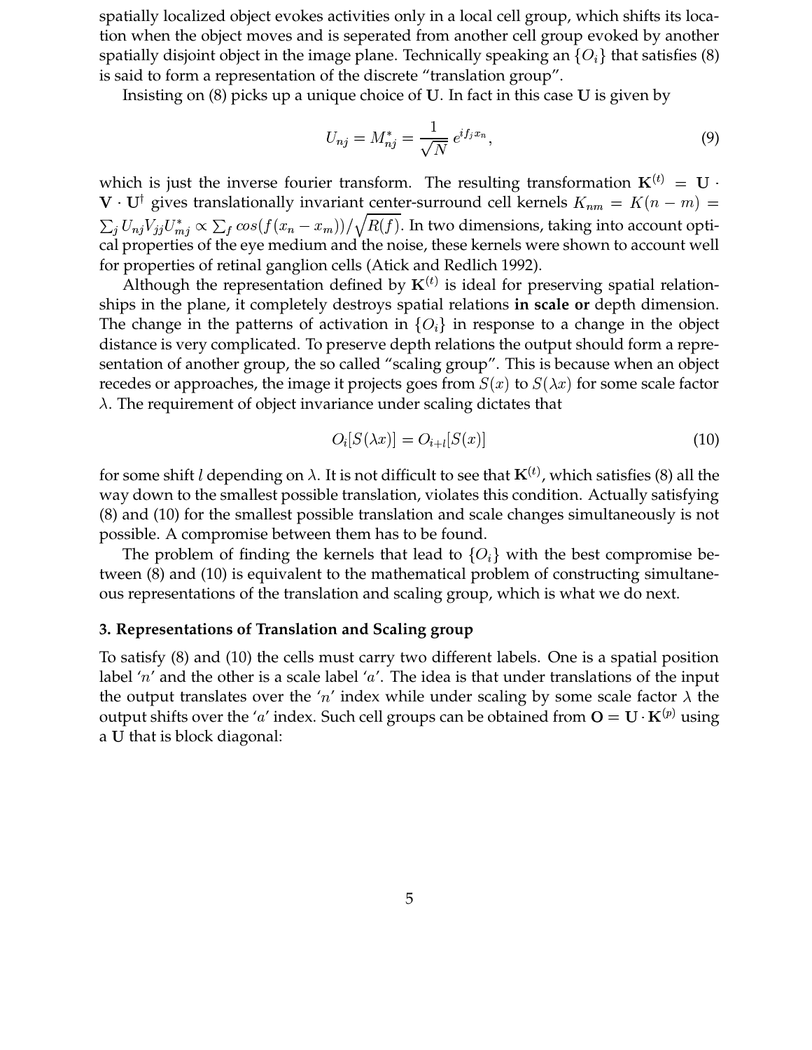spatially localized object evokes activities only in a local cell group, which shifts its location when the object moves and is seperated from another cell group evoked by another spatially disjoint object in the image plane. Technically speaking an $\{O_i\}$ that satisfies (8) is said to form a representation of the discrete "translation group".

Insisting on (8) picks up a unique choice of $\mathbf{U}$. In fact in this case $\mathbf{U}$ is given by

$$U_{nj} = M^*_{nj} = \frac{1}{\sqrt{N}}\, e^{if_j x_n}, \tag{9}$$

which is just the inverse fourier transform. The resulting transformation $\mathbf{K}^{(t)} = \mathbf{U} \cdot \mathbf{V} \cdot \mathbf{U}^\dagger$ gives translationally invariant center-surround cell kernels $K_{nm} = K(n-m) = \sum_j U_{nj} V_{jj} U^*_{mj} \propto \sum_f cos(f(x_n - x_m))/\sqrt{R(f)}$. In two dimensions, taking into account optical properties of the eye medium and the noise, these kernels were shown to account well for properties of retinal ganglion cells (Atick and Redlich 1992).

Although the representation defined by $\mathbf{K}^{(t)}$ is ideal for preserving spatial relationships in the plane, it completely destroys spatial relations **in scale or** depth dimension. The change in the patterns of activation in $\{O_i\}$ in response to a change in the object distance is very complicated. To preserve depth relations the output should form a representation of another group, the so called "scaling group". This is because when an object recedes or approaches, the image it projects goes from $S(x)$ to $S(\lambda x)$ for some scale factor $\lambda$. The requirement of object invariance under scaling dictates that

$$O_i[S(\lambda x)] = O_{i+l}[S(x)] \tag{10}$$

for some shift $l$ depending on $\lambda$. It is not difficult to see that $\mathbf{K}^{(t)}$, which satisfies (8) all the way down to the smallest possible translation, violates this condition. Actually satisfying (8) and (10) for the smallest possible translation and scale changes simultaneously is not possible. A compromise between them has to be found.

The problem of finding the kernels that lead to $\{O_i\}$ with the best compromise between (8) and (10) is equivalent to the mathematical problem of constructing simultaneous representations of the translation and scaling group, which is what we do next.

### 3. Representations of Translation and Scaling group

To satisfy (8) and (10) the cells must carry two different labels. One is a spatial position label '$n$' and the other is a scale label '$a$'. The idea is that under translations of the input the output translates over the '$n$' index while under scaling by some scale factor $\lambda$ the output shifts over the '$a$' index. Such cell groups can be obtained from $\mathbf{O} = \mathbf{U} \cdot \mathbf{K}^{(p)}$ using a $\mathbf{U}$ that is block diagonal: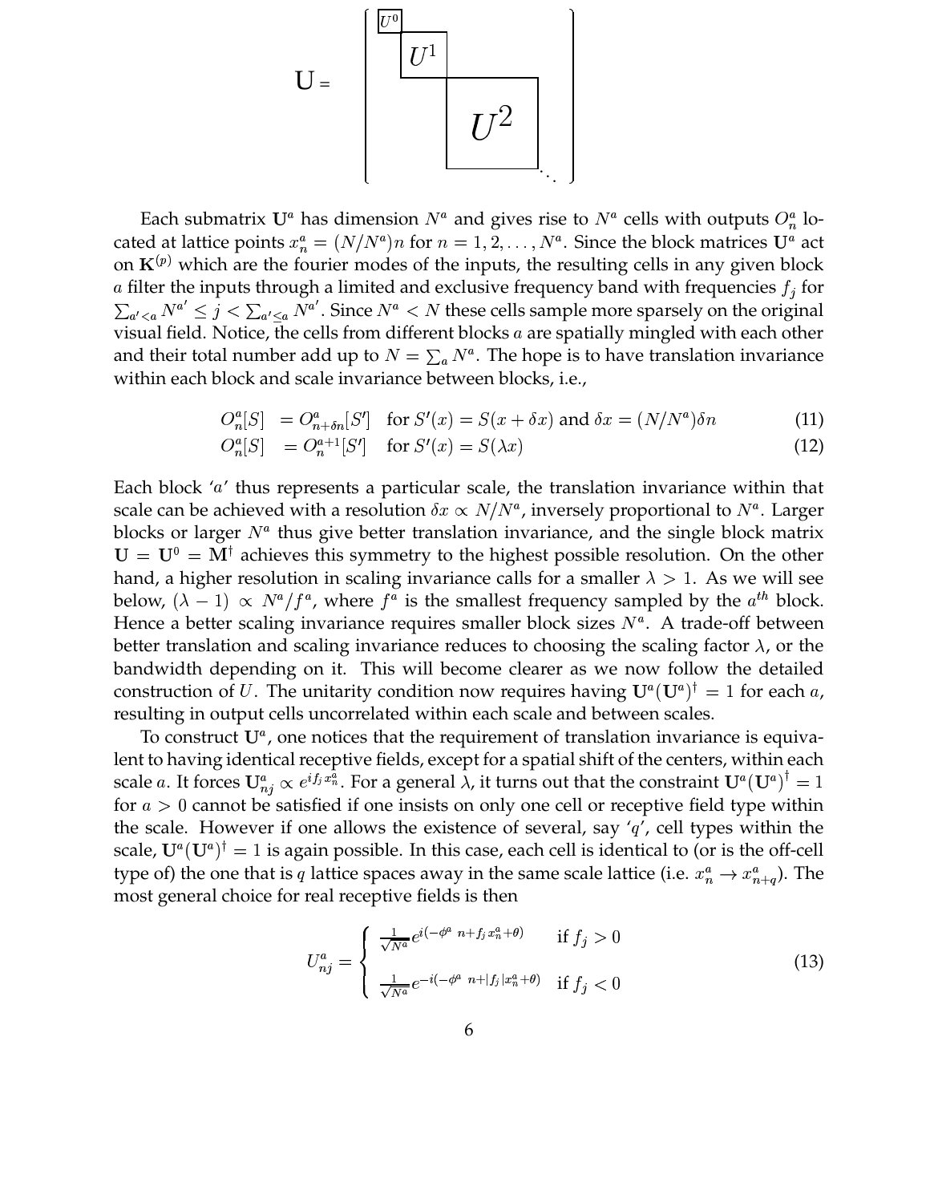$$
\mathbf{U} = \begin{pmatrix} U^0 & & & \\ & U^1 & & \\ & & U^2 & \\ & & & \ddots \end{pmatrix}
$$

Each submatrix $\mathbf{U}^a$ has dimension $N^a$ and gives rise to $N^a$ cells with outputs $O^a_n$ located at lattice points $x^a_n = (N/N^a)n$ for $n = 1, 2, \ldots, N^a$. Since the block matrices $\mathbf{U}^a$ act on $\mathbf{K}^{(p)}$ which are the fourier modes of the inputs, the resulting cells in any given block $a$ filter the inputs through a limited and exclusive frequency band with frequencies $f_j$ for $\sum_{a'<a} N^{a'} \leq j < \sum_{a' \leq a} N^{a'}$. Since $N^a < N$ these cells sample more sparsely on the original visual field. Notice, the cells from different blocks $a$ are spatially mingled with each other and their total number add up to $N = \sum_a N^a$. The hope is to have translation invariance within each block and scale invariance between blocks, i.e.,

$$
\begin{aligned}
O^a_n[S] &= O^a_{n+\delta n}[S'] \quad \text{for } S'(x) = S(x + \delta x) \text{ and } \delta x = (N/N^a)\delta n \qquad (11)\\
O^a_n[S] &= O^{a+1}_n[S'] \quad \text{for } S'(x) = S(\lambda x) \qquad (12)
\end{aligned}
$$

Each block '$a$' thus represents a particular scale, the translation invariance within that scale can be achieved with a resolution $\delta x \propto N/N^a$, inversely proportional to $N^a$. Larger blocks or larger $N^a$ thus give better translation invariance, and the single block matrix $\mathbf{U} = \mathbf{U}^0 = \mathbf{M}^\dagger$ achieves this symmetry to the highest possible resolution. On the other hand, a higher resolution in scaling invariance calls for a smaller $\lambda > 1$. As we will see below, $(\lambda - 1) \propto N^a/f^a$, where $f^a$ is the smallest frequency sampled by the $a^{th}$ block. Hence a better scaling invariance requires smaller block sizes $N^a$. A trade-off between better translation and scaling invariance reduces to choosing the scaling factor $\lambda$, or the bandwidth depending on it. This will become clearer as we now follow the detailed construction of $U$. The unitarity condition now requires having $\mathbf{U}^a(\mathbf{U}^a)^\dagger = 1$ for each $a$, resulting in output cells uncorrelated within each scale and between scales.

To construct $\mathbf{U}^a$, one notices that the requirement of translation invariance is equivalent to having identical receptive fields, except for a spatial shift of the centers, within each scale $a$. It forces $\mathbf{U}^a_{nj} \propto e^{if_j x^a_n}$. For a general $\lambda$, it turns out that the constraint $\mathbf{U}^a(\mathbf{U}^a)^\dagger = 1$ for $a > 0$ cannot be satisfied if one insists on only one cell or receptive field type within the scale. However if one allows the existence of several, say '$q$', cell types within the scale, $\mathbf{U}^a(\mathbf{U}^a)^\dagger = 1$ is again possible. In this case, each cell is identical to (or is the off-cell type of) the one that is $q$ lattice spaces away in the same scale lattice (i.e. $x^a_n \rightarrow x^a_{n+q}$). The most general choice for real receptive fields is then

$$
U^a_{nj} = \begin{cases} \frac{1}{\sqrt{N^a}} e^{i(-\phi^a \; n + f_j x^a_n + \theta)} & \text{if } f_j > 0 \\[2ex] \frac{1}{\sqrt{N^a}} e^{-i(-\phi^a \; n + |f_j| x^a_n + \theta)} & \text{if } f_j < 0 \end{cases} \qquad (13)
$$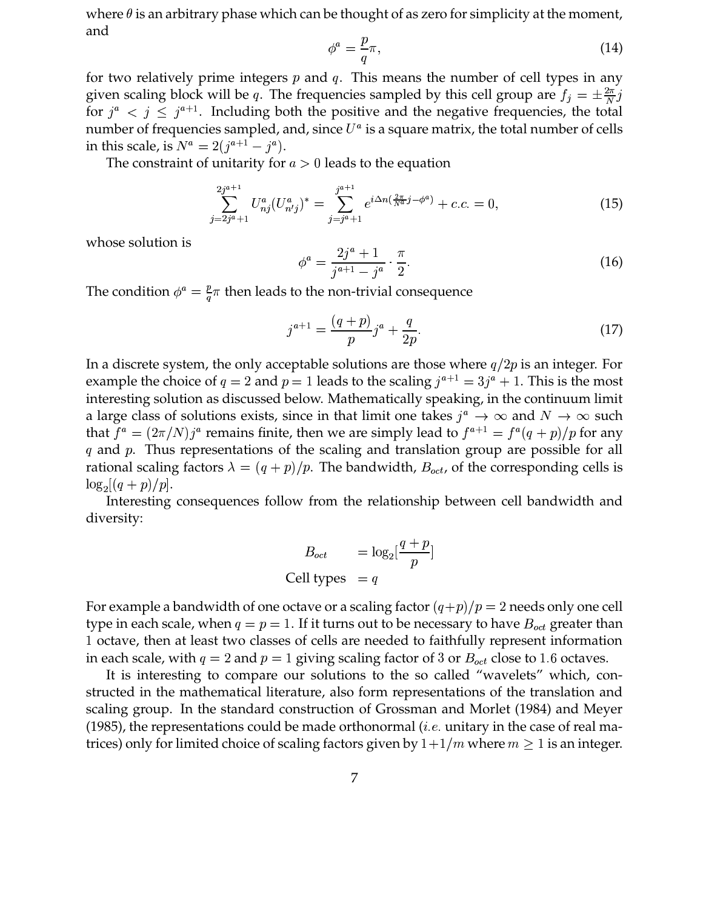where $\theta$ is an arbitrary phase which can be thought of as zero for simplicity at the moment, and

$$\phi^a = \frac{p}{q}\pi, \tag{14}$$

for two relatively prime integers $p$ and $q$. This means the number of cell types in any given scaling block will be $q$. The frequencies sampled by this cell group are $f_j = \pm\frac{2\pi}{N}j$ for $j^a < j \leq j^{a+1}$. Including both the positive and the negative frequencies, the total number of frequencies sampled, and, since $U^a$ is a square matrix, the total number of cells in this scale, is $N^a = 2(j^{a+1} - j^a)$.

The constraint of unitarity for $a > 0$ leads to the equation

$$\sum_{j=2j^a+1}^{2j^{a+1}} U^a_{nj}(U^a_{n'j})^* = \sum_{j=j^a+1}^{j^{a+1}} e^{i\Delta n(\frac{2\pi}{N^a}j - \phi^a)} + c.c. = 0, \tag{15}$$

whose solution is

$$\phi^a = \frac{2j^a + 1}{j^{a+1} - j^a} \cdot \frac{\pi}{2}. \tag{16}$$

The condition $\phi^a = \frac{p}{q}\pi$ then leads to the non-trivial consequence

$$j^{a+1} = \frac{(q+p)}{p}j^a + \frac{q}{2p}. \tag{17}$$

In a discrete system, the only acceptable solutions are those where $q/2p$ is an integer. For example the choice of $q = 2$ and $p = 1$ leads to the scaling $j^{a+1} = 3j^a + 1$. This is the most interesting solution as discussed below. Mathematically speaking, in the continuum limit a large class of solutions exists, since in that limit one takes $j^a \to \infty$ and $N \to \infty$ such that $f^a = (2\pi/N)j^a$ remains finite, then we are simply lead to $f^{a+1} = f^a(q+p)/p$ for any $q$ and $p$. Thus representations of the scaling and translation group are possible for all rational scaling factors $\lambda = (q+p)/p$. The bandwidth, $B_{oct}$, of the corresponding cells is $\log_2[(q+p)/p]$.

Interesting consequences follow from the relationship between cell bandwidth and diversity:

$$\begin{aligned} B_{oct} &= \log_2[\frac{q+p}{p}] \\ \text{Cell types} &= q \end{aligned}$$

For example a bandwidth of one octave or a scaling factor $(q+p)/p = 2$ needs only one cell type in each scale, when $q = p = 1$. If it turns out to be necessary to have $B_{oct}$ greater than 1 octave, then at least two classes of cells are needed to faithfully represent information in each scale, with $q = 2$ and $p = 1$ giving scaling factor of 3 or $B_{oct}$ close to 1.6 octaves.

It is interesting to compare our solutions to the so called "wavelets" which, constructed in the mathematical literature, also form representations of the translation and scaling group. In the standard construction of Grossman and Morlet (1984) and Meyer (1985), the representations could be made orthonormal (*i.e.* unitary in the case of real matrices) only for limited choice of scaling factors given by $1+1/m$ where $m \geq 1$ is an integer.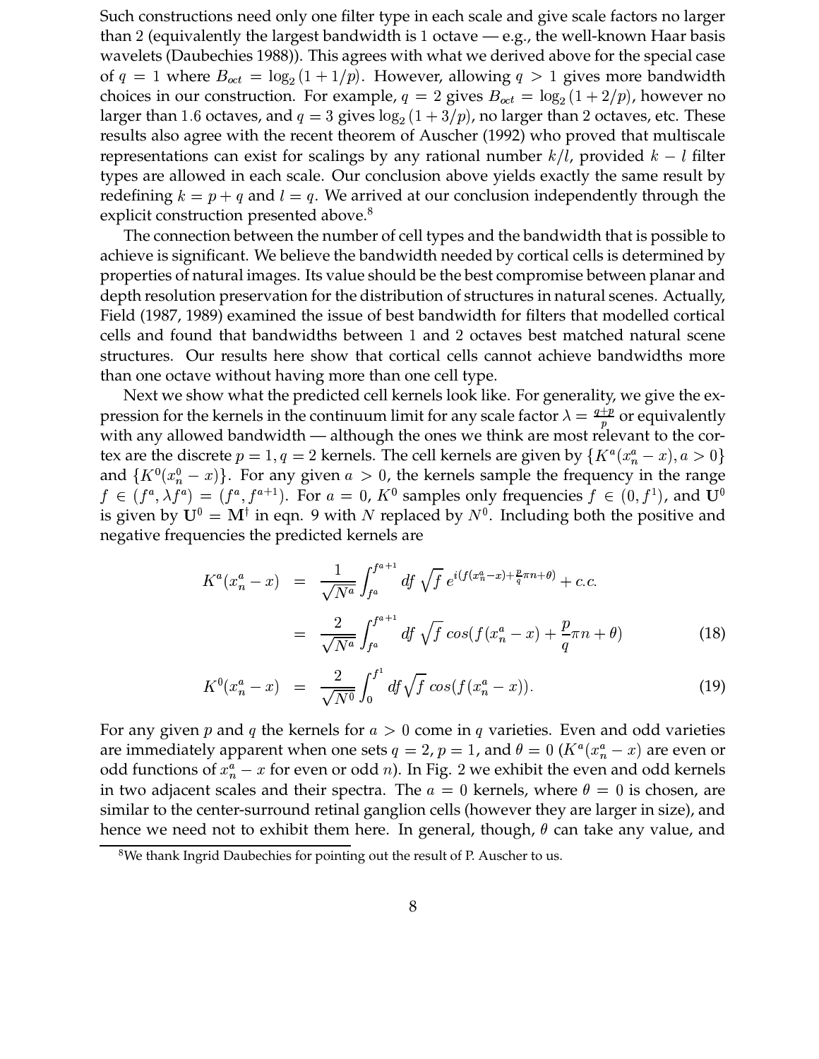Such constructions need only one filter type in each scale and give scale factors no larger than 2 (equivalently the largest bandwidth is 1 octave — e.g., the well-known Haar basis wavelets (Daubechies 1988)). This agrees with what we derived above for the special case of $q = 1$ where $B_{oct} = \log_2(1 + 1/p)$. However, allowing $q > 1$ gives more bandwidth choices in our construction. For example, $q = 2$ gives $B_{oct} = \log_2(1 + 2/p)$, however no larger than 1.6 octaves, and $q = 3$ gives $\log_2(1 + 3/p)$, no larger than 2 octaves, etc. These results also agree with the recent theorem of Auscher (1992) who proved that multiscale representations can exist for scalings by any rational number $k/l$, provided $k - l$ filter types are allowed in each scale. Our conclusion above yields exactly the same result by redefining $k = p + q$ and $l = q$. We arrived at our conclusion independently through the explicit construction presented above.[8]

The connection between the number of cell types and the bandwidth that is possible to achieve is significant. We believe the bandwidth needed by cortical cells is determined by properties of natural images. Its value should be the best compromise between planar and depth resolution preservation for the distribution of structures in natural scenes. Actually, Field (1987, 1989) examined the issue of best bandwidth for filters that modelled cortical cells and found that bandwidths between 1 and 2 octaves best matched natural scene structures. Our results here show that cortical cells cannot achieve bandwidths more than one octave without having more than one cell type.

Next we show what the predicted cell kernels look like. For generality, we give the expression for the kernels in the continuum limit for any scale factor $\lambda = \frac{q+p}{p}$ or equivalently with any allowed bandwidth — although the ones we think are most relevant to the cortex are the discrete $p = 1, q = 2$ kernels. The cell kernels are given by $\{K^a(x_n^a - x), a > 0\}$ and $\{K^0(x_n^0 - x)\}$. For any given $a > 0$, the kernels sample the frequency in the range $f \in (f^a, \lambda f^a) = (f^a, f^{a+1})$. For $a = 0$, $K^0$ samples only frequencies $f \in (0, f^1)$, and $\mathbf{U}^0$ is given by $\mathbf{U}^0 = \mathbf{M}^\dagger$ in eqn. 9 with $N$ replaced by $N^0$. Including both the positive and negative frequencies the predicted kernels are

$$
\begin{aligned}
K^a(x_n^a - x) &= \frac{1}{\sqrt{N^a}} \int_{f^a}^{f^{a+1}} df \, \sqrt{f} \, e^{i(f(x_n^a - x) + \frac{p}{q}\pi n + \theta)} + c.c. \\
&= \frac{2}{\sqrt{N^a}} \int_{f^a}^{f^{a+1}} df \, \sqrt{f} \, cos(f(x_n^a - x) + \frac{p}{q}\pi n + \theta) \qquad (18)
\end{aligned}
$$

$$
K^0(x_n^a - x) = \frac{2}{\sqrt{N^0}} \int_0^{f^1} df \sqrt{f} \, cos(f(x_n^a - x)). \qquad (19)
$$

For any given $p$ and $q$ the kernels for $a > 0$ come in $q$ varieties. Even and odd varieties are immediately apparent when one sets $q = 2$, $p = 1$, and $\theta = 0$ ($K^a(x_n^a - x)$ are even or odd functions of $x_n^a - x$ for even or odd $n$). In Fig. 2 we exhibit the even and odd kernels in two adjacent scales and their spectra. The $a = 0$ kernels, where $\theta = 0$ is chosen, are similar to the center-surround retinal ganglion cells (however they are larger in size), and hence we need not to exhibit them here. In general, though, $\theta$ can take any value, and

[8] We thank Ingrid Daubechies for pointing out the result of P. Auscher to us.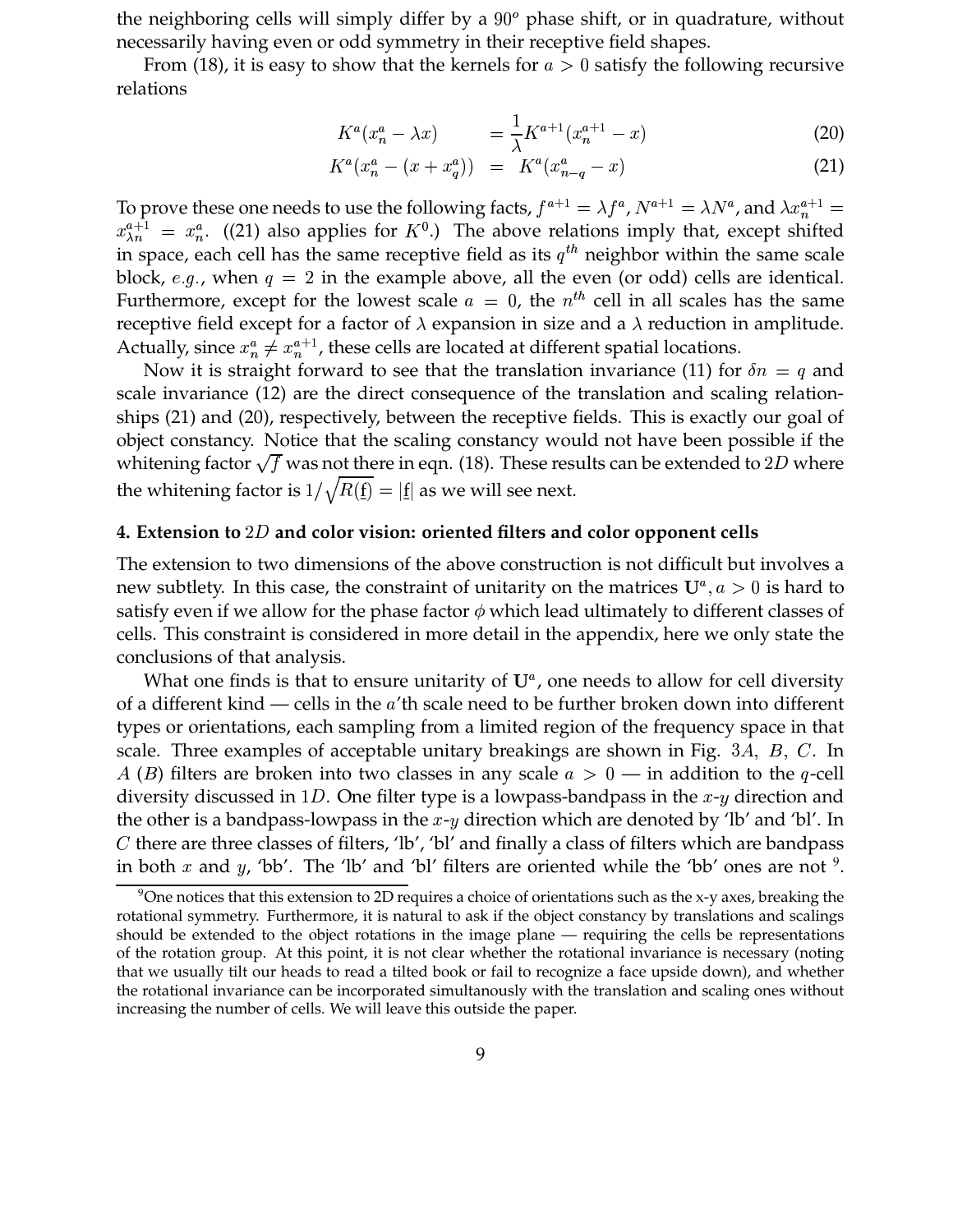the neighboring cells will simply differ by a $90^o$ phase shift, or in quadrature, without necessarily having even or odd symmetry in their receptive field shapes.

From (18), it is easy to show that the kernels for $a > 0$ satisfy the following recursive relations

$$K^a(x_n^a - \lambda x) = \frac{1}{\lambda} K^{a+1}(x_n^{a+1} - x) \tag{20}$$

$$K^a(x_n^a - (x + x_q^a)) = K^a(x_{n-q}^a - x) \tag{21}$$

To prove these one needs to use the following facts, $f^{a+1} = \lambda f^a$, $N^{a+1} = \lambda N^a$, and $\lambda x_n^{a+1} = x_{\lambda n}^{a+1} = x_n^a$. ((21) also applies for $K^0$.) The above relations imply that, except shifted in space, each cell has the same receptive field as its $q^{th}$ neighbor within the same scale block, *e.g.*, when $q = 2$ in the example above, all the even (or odd) cells are identical. Furthermore, except for the lowest scale $a = 0$, the $n^{th}$ cell in all scales has the same receptive field except for a factor of $\lambda$ expansion in size and a $\lambda$ reduction in amplitude. Actually, since $x_n^a \neq x_n^{a+1}$, these cells are located at different spatial locations.

Now it is straight forward to see that the translation invariance (11) for $\delta n = q$ and scale invariance (12) are the direct consequence of the translation and scaling relationships (21) and (20), respectively, between the receptive fields. This is exactly our goal of object constancy. Notice that the scaling constancy would not have been possible if the whitening factor $\sqrt{f}$ was not there in eqn. (18). These results can be extended to $2D$ where the whitening factor is $1/\sqrt{R(\underline{f})} = |\underline{f}|$ as we will see next.

## 4. Extension to $2D$ and color vision: oriented filters and color opponent cells

The extension to two dimensions of the above construction is not difficult but involves a new subtlety. In this case, the constraint of unitarity on the matrices $\mathbf{U}^a, a > 0$ is hard to satisfy even if we allow for the phase factor $\phi$ which lead ultimately to different classes of cells. This constraint is considered in more detail in the appendix, here we only state the conclusions of that analysis.

What one finds is that to ensure unitarity of $\mathbf{U}^a$, one needs to allow for cell diversity of a different kind — cells in the $a$'th scale need to be further broken down into different types or orientations, each sampling from a limited region of the frequency space in that scale. Three examples of acceptable unitary breakings are shown in Fig. $3A$, $B$, $C$. In $A$ ($B$) filters are broken into two classes in any scale $a > 0$ — in addition to the $q$-cell diversity discussed in $1D$. One filter type is a lowpass-bandpass in the $x$-$y$ direction and the other is a bandpass-lowpass in the $x$-$y$ direction which are denoted by 'lb' and 'bl'. In $C$ there are three classes of filters, 'lb', 'bl' and finally a class of filters which are bandpass in both $x$ and $y$, 'bb'. The 'lb' and 'bl' filters are oriented while the 'bb' ones are not [9].

[9] One notices that this extension to 2D requires a choice of orientations such as the x-y axes, breaking the rotational symmetry. Furthermore, it is natural to ask if the object constancy by translations and scalings should be extended to the object rotations in the image plane — requiring the cells be representations of the rotation group. At this point, it is not clear whether the rotational invariance is necessary (noting that we usually tilt our heads to read a tilted book or fail to recognize a face upside down), and whether the rotational invariance can be incorporated simultanously with the translation and scaling ones without increasing the number of cells. We will leave this outside the paper.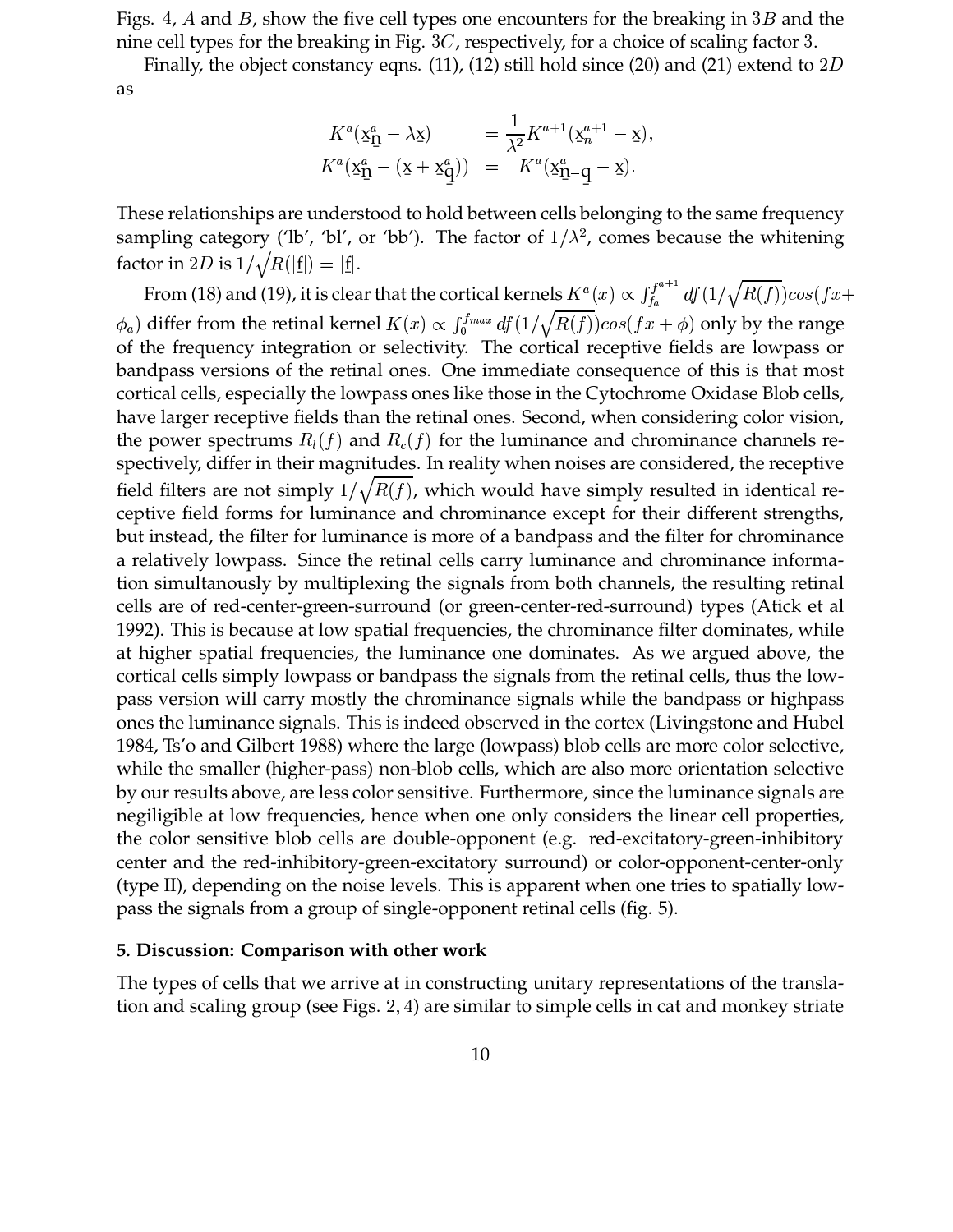Figs. 4, $A$ and $B$, show the five cell types one encounters for the breaking in $3B$ and the nine cell types for the breaking in Fig. $3C$, respectively, for a choice of scaling factor 3.

Finally, the object constancy eqns. (11), (12) still hold since (20) and (21) extend to $2D$ as

$$
\begin{aligned}
K^a(\underline{x}^a_{\underline{n}} - \lambda \underline{x}) &= \frac{1}{\lambda^2} K^{a+1}(\underline{x}^{a+1}_n - \underline{x}), \\
K^a(\underline{x}^a_{\underline{n}} - (\underline{x} + \underline{x}^a_{\underline{q}})) &= K^a(\underline{x}^a_{\underline{n}-\underline{q}} - \underline{x}).
\end{aligned}
$$

These relationships are understood to hold between cells belonging to the same frequency sampling category ('lb', 'bl', or 'bb'). The factor of $1/\lambda^2$, comes because the whitening factor in $2D$ is $1/\sqrt{R(|\underline{f}|)} = |\underline{f}|$.

From (18) and (19), it is clear that the cortical kernels $K^a(x) \propto \int_{f_a}^{f^{a+1}} df (1/\sqrt{R(f)}) cos(fx + \phi_a)$ differ from the retinal kernel $K(x) \propto \int_0^{f_{max}} df (1/\sqrt{R(f)}) cos(fx + \phi)$ only by the range of the frequency integration or selectivity. The cortical receptive fields are lowpass or bandpass versions of the retinal ones. One immediate consequence of this is that most cortical cells, especially the lowpass ones like those in the Cytochrome Oxidase Blob cells, have larger receptive fields than the retinal ones. Second, when considering color vision, the power spectrums $R_l(f)$ and $R_c(f)$ for the luminance and chrominance channels respectively, differ in their magnitudes. In reality when noises are considered, the receptive field filters are not simply $1/\sqrt{R(f)}$, which would have simply resulted in identical receptive field forms for luminance and chrominance except for their different strengths, but instead, the filter for luminance is more of a bandpass and the filter for chrominance a relatively lowpass. Since the retinal cells carry luminance and chrominance information simultanously by multiplexing the signals from both channels, the resulting retinal cells are of red-center-green-surround (or green-center-red-surround) types (Atick et al 1992). This is because at low spatial frequencies, the chrominance filter dominates, while at higher spatial frequencies, the luminance one dominates. As we argued above, the cortical cells simply lowpass or bandpass the signals from the retinal cells, thus the lowpass version will carry mostly the chrominance signals while the bandpass or highpass ones the luminance signals. This is indeed observed in the cortex (Livingstone and Hubel 1984, Ts'o and Gilbert 1988) where the large (lowpass) blob cells are more color selective, while the smaller (higher-pass) non-blob cells, which are also more orientation selective by our results above, are less color sensitive. Furthermore, since the luminance signals are negiligible at low frequencies, hence when one only considers the linear cell properties, the color sensitive blob cells are double-opponent (e.g. red-excitatory-green-inhibitory center and the red-inhibitory-green-excitatory surround) or color-opponent-center-only (type II), depending on the noise levels. This is apparent when one tries to spatially lowpass the signals from a group of single-opponent retinal cells (fig. 5).

## 5. Discussion: Comparison with other work

The types of cells that we arrive at in constructing unitary representations of the translation and scaling group (see Figs. 2, 4) are similar to simple cells in cat and monkey striate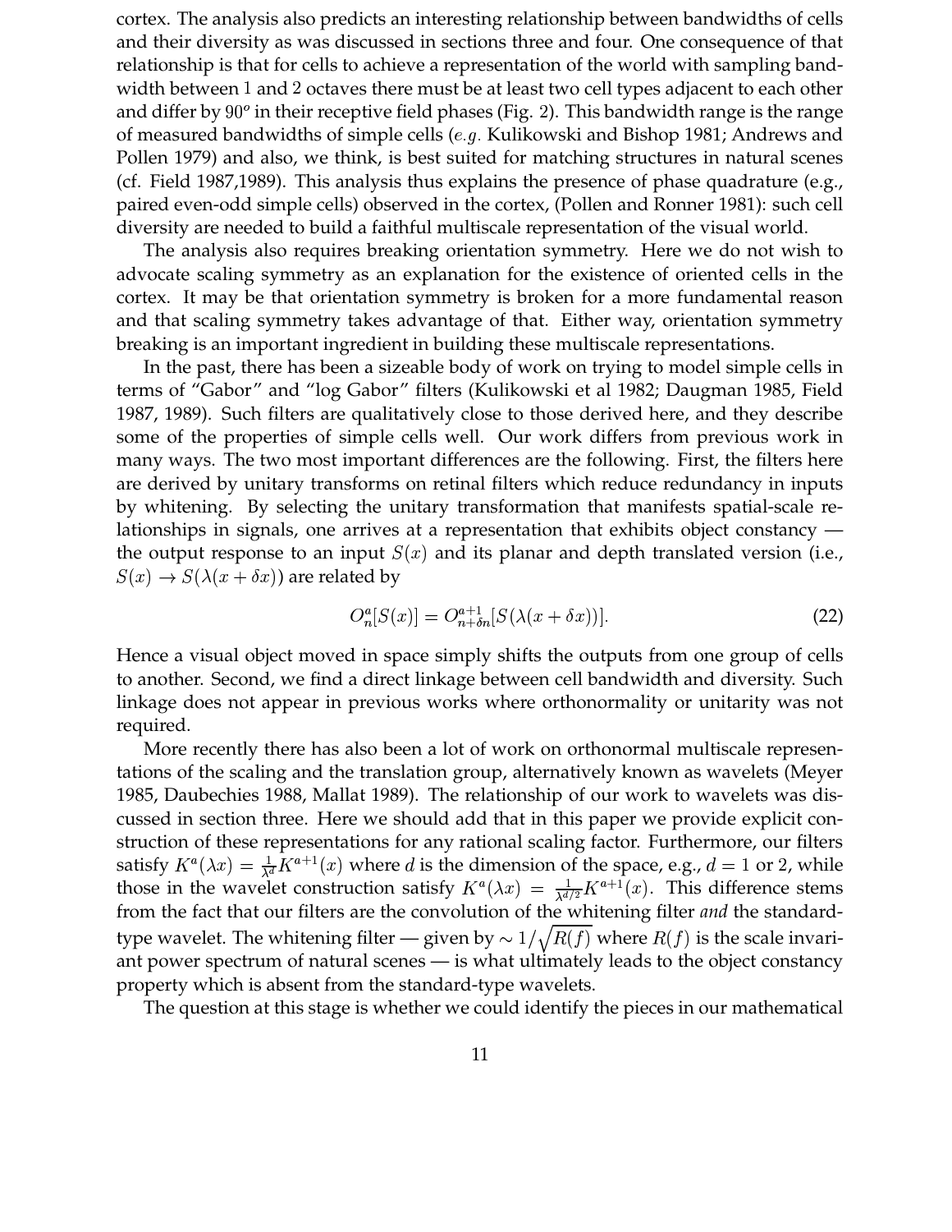cortex. The analysis also predicts an interesting relationship between bandwidths of cells and their diversity as was discussed in sections three and four. One consequence of that relationship is that for cells to achieve a representation of the world with sampling bandwidth between 1 and 2 octaves there must be at least two cell types adjacent to each other and differ by $90^o$ in their receptive field phases (Fig. 2). This bandwidth range is the range of measured bandwidths of simple cells (*e.g.* Kulikowski and Bishop 1981; Andrews and Pollen 1979) and also, we think, is best suited for matching structures in natural scenes (cf. Field 1987,1989). This analysis thus explains the presence of phase quadrature (e.g., paired even-odd simple cells) observed in the cortex, (Pollen and Ronner 1981): such cell diversity are needed to build a faithful multiscale representation of the visual world.

The analysis also requires breaking orientation symmetry. Here we do not wish to advocate scaling symmetry as an explanation for the existence of oriented cells in the cortex. It may be that orientation symmetry is broken for a more fundamental reason and that scaling symmetry takes advantage of that. Either way, orientation symmetry breaking is an important ingredient in building these multiscale representations.

In the past, there has been a sizeable body of work on trying to model simple cells in terms of "Gabor" and "log Gabor" filters (Kulikowski et al 1982; Daugman 1985, Field 1987, 1989). Such filters are qualitatively close to those derived here, and they describe some of the properties of simple cells well. Our work differs from previous work in many ways. The two most important differences are the following. First, the filters here are derived by unitary transforms on retinal filters which reduce redundancy in inputs by whitening. By selecting the unitary transformation that manifests spatial-scale relationships in signals, one arrives at a representation that exhibits object constancy — the output response to an input $S(x)$ and its planar and depth translated version (i.e., $S(x) \rightarrow S(\lambda(x+\delta x))$ are related by

$$O^a_n[S(x)] = O^{a+1}_{n+\delta n}[S(\lambda(x+\delta x))]. \tag{22}$$

Hence a visual object moved in space simply shifts the outputs from one group of cells to another. Second, we find a direct linkage between cell bandwidth and diversity. Such linkage does not appear in previous works where orthonormality or unitarity was not required.

More recently there has also been a lot of work on orthonormal multiscale representations of the scaling and the translation group, alternatively known as wavelets (Meyer 1985, Daubechies 1988, Mallat 1989). The relationship of our work to wavelets was discussed in section three. Here we should add that in this paper we provide explicit construction of these representations for any rational scaling factor. Furthermore, our filters satisfy $K^a(\lambda x) = \frac{1}{\lambda^d} K^{a+1}(x)$ where $d$ is the dimension of the space, e.g., $d = 1$ or 2, while those in the wavelet construction satisfy $K^a(\lambda x) = \frac{1}{\lambda^{d/2}} K^{a+1}(x)$. This difference stems from the fact that our filters are the convolution of the whitening filter *and* the standard-type wavelet. The whitening filter — given by $\sim 1/\sqrt{R(f)}$ where $R(f)$ is the scale invariant power spectrum of natural scenes — is what ultimately leads to the object constancy property which is absent from the standard-type wavelets.

The question at this stage is whether we could identify the pieces in our mathematical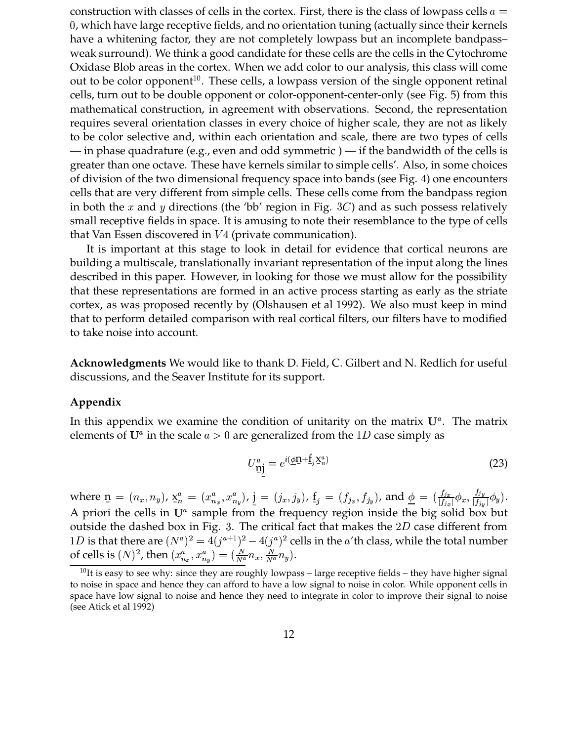construction with classes of cells in the cortex. First, there is the class of lowpass cells $a = 0$, which have large receptive fields, and no orientation tuning (actually since their kernels have a whitening factor, they are not completely lowpass but an incomplete bandpass–weak surround). We think a good candidate for these cells are the cells in the Cytochrome Oxidase Blob areas in the cortex. When we add color to our analysis, this class will come out to be color opponent[10]. These cells, a lowpass version of the single opponent retinal cells, turn out to be double opponent or color-opponent-center-only (see Fig. 5) from this mathematical construction, in agreement with observations. Second, the representation requires several orientation classes in every choice of higher scale, they are not as likely to be color selective and, within each orientation and scale, there are two types of cells — in phase quadrature (e.g., even and odd symmetric ) — if the bandwidth of the cells is greater than one octave. These have kernels similar to simple cells'. Also, in some choices of division of the two dimensional frequency space into bands (see Fig. 4) one encounters cells that are very different from simple cells. These cells come from the bandpass region in both the $x$ and $y$ directions (the 'bb' region in Fig. $3C$) and as such possess relatively small receptive fields in space. It is amusing to note their resemblance to the type of cells that Van Essen discovered in $V4$ (private communication).

It is important at this stage to look in detail for evidence that cortical neurons are building a multiscale, translationally invariant representation of the input along the lines described in this paper. However, in looking for those we must allow for the possibility that these representations are formed in an active process starting as early as the striate cortex, as was proposed recently by (Olshausen et al 1992). We also must keep in mind that to perform detailed comparison with real cortical filters, our filters have to modified to take noise into account.

**Acknowledgments** We would like to thank D. Field, C. Gilbert and N. Redlich for useful discussions, and the Seaver Institute for its support.

## Appendix

In this appendix we examine the condition of unitarity on the matrix $\mathbf{U}^a$. The matrix elements of $\mathbf{U}^a$ in the scale $a > 0$ are generalized from the $1D$ case simply as

$$U^a_{\underline{n}\underline{j}} = e^{i(\underline{\phi}\underline{n} + \underline{f}_j \underline{x}^a_n)} \tag{23}$$

where $\underline{n} = (n_x, n_y)$, $\underline{x}^a_n = (x^a_{n_x}, x^a_{n_y})$, $\underline{j} = (j_x, j_y)$, $\underline{f}_j = (f_{j_x}, f_{j_y})$, and $\underline{\phi} = (\frac{f_{jx}}{|f_{jx}|}\phi_x, \frac{f_{jy}}{|f_{jy}|}\phi_y)$. A priori the cells in $\mathbf{U}^a$ sample from the frequency region inside the big solid box but outside the dashed box in Fig. 3. The critical fact that makes the $2D$ case different from $1D$ is that there are $(N^a)^2 = 4(j^{a+1})^2 - 4(j^a)^2$ cells in the $a$'th class, while the total number of cells is $(N)^2$, then $(x^a_{n_x}, x^a_{n_y}) = (\frac{N}{N^a}n_x, \frac{N}{N^a}n_y)$.

[10] It is easy to see why: since they are roughly lowpass – large receptive fields – they have higher signal to noise in space and hence they can afford to have a low signal to noise in color. While opponent cells in space have low signal to noise and hence they need to integrate in color to improve their signal to noise (see Atick et al 1992)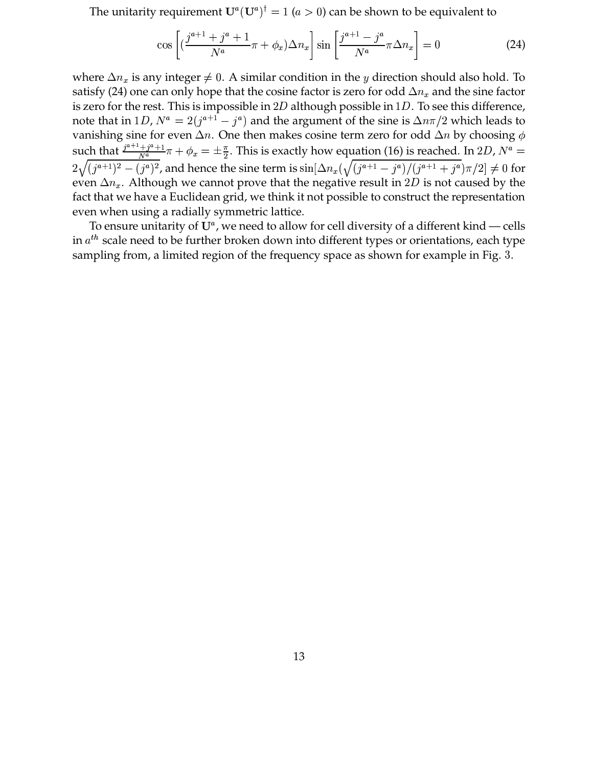The unitarity requirement $\mathbf{U}^a(\mathbf{U}^a)^\dagger = 1$ $(a > 0)$ can be shown to be equivalent to

$$\cos\left[\left(\frac{j^{a+1}+j^a+1}{N^a}\pi + \phi_x\right)\Delta n_x\right] \sin\left[\frac{j^{a+1}-j^a}{N^a}\pi\Delta n_x\right] = 0 \tag{24}$$

where $\Delta n_x$ is any integer $\neq 0$. A similar condition in the $y$ direction should also hold. To satisfy (24) one can only hope that the cosine factor is zero for odd $\Delta n_x$ and the sine factor is zero for the rest. This is impossible in $2D$ although possible in $1D$. To see this difference, note that in $1D$, $N^a = 2(j^{a+1} - j^a)$ and the argument of the sine is $\Delta n\pi/2$ which leads to vanishing sine for even $\Delta n$. One then makes cosine term zero for odd $\Delta n$ by choosing $\phi$ such that $\frac{j^{a+1}+j^a+1}{N^a}\pi + \phi_x = \pm\frac{\pi}{2}$. This is exactly how equation (16) is reached. In $2D$, $N^a = 2\sqrt{(j^{a+1})^2 - (j^a)^2}$, and hence the sine term is $\sin[\Delta n_x(\sqrt{(j^{a+1}-j^a)/(j^{a+1}+j^a})\pi/2] \neq 0$ for even $\Delta n_x$. Although we cannot prove that the negative result in $2D$ is not caused by the fact that we have a Euclidean grid, we think it not possible to construct the representation even when using a radially symmetric lattice.

To ensure unitarity of $\mathbf{U}^a$, we need to allow for cell diversity of a different kind — cells in $a^{th}$ scale need to be further broken down into different types or orientations, each type sampling from, a limited region of the frequency space as shown for example in Fig. 3.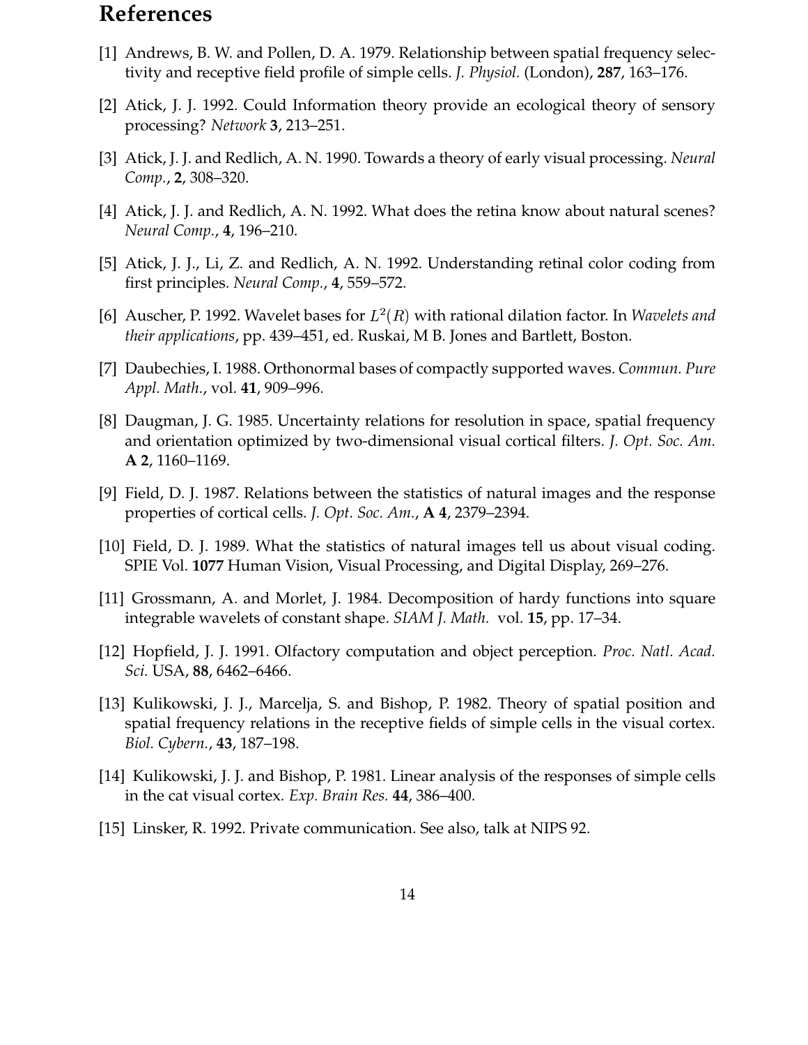# References

[1] Andrews, B. W. and Pollen, D. A. 1979. Relationship between spatial frequency selectivity and receptive field profile of simple cells. *J. Physiol.* (London), **287**, 163–176.

[2] Atick, J. J. 1992. Could Information theory provide an ecological theory of sensory processing? *Network* **3**, 213–251.

[3] Atick, J. J. and Redlich, A. N. 1990. Towards a theory of early visual processing. *Neural Comp.*, **2**, 308–320.

[4] Atick, J. J. and Redlich, A. N. 1992. What does the retina know about natural scenes? *Neural Comp.*, **4**, 196–210.

[5] Atick, J. J., Li, Z. and Redlich, A. N. 1992. Understanding retinal color coding from first principles. *Neural Comp.*, **4**, 559–572.

[6] Auscher, P. 1992. Wavelet bases for $L^2(R)$ with rational dilation factor. In *Wavelets and their applications*, pp. 439–451, ed. Ruskai, M B. Jones and Bartlett, Boston.

[7] Daubechies, I. 1988. Orthonormal bases of compactly supported waves. *Commun. Pure Appl. Math.*, vol. **41**, 909–996.

[8] Daugman, J. G. 1985. Uncertainty relations for resolution in space, spatial frequency and orientation optimized by two-dimensional visual cortical filters. *J. Opt. Soc. Am.* **A 2**, 1160–1169.

[9] Field, D. J. 1987. Relations between the statistics of natural images and the response properties of cortical cells. *J. Opt. Soc. Am.*, **A 4**, 2379–2394.

[10] Field, D. J. 1989. What the statistics of natural images tell us about visual coding. SPIE Vol. **1077** Human Vision, Visual Processing, and Digital Display, 269–276.

[11] Grossmann, A. and Morlet, J. 1984. Decomposition of hardy functions into square integrable wavelets of constant shape. *SIAM J. Math.* vol. **15**, pp. 17–34.

[12] Hopfield, J. J. 1991. Olfactory computation and object perception. *Proc. Natl. Acad. Sci.* USA, **88**, 6462–6466.

[13] Kulikowski, J. J., Marcelja, S. and Bishop, P. 1982. Theory of spatial position and spatial frequency relations in the receptive fields of simple cells in the visual cortex. *Biol. Cybern.*, **43**, 187–198.

[14] Kulikowski, J. J. and Bishop, P. 1981. Linear analysis of the responses of simple cells in the cat visual cortex. *Exp. Brain Res.* **44**, 386–400.

[15] Linsker, R. 1992. Private communication. See also, talk at NIPS 92.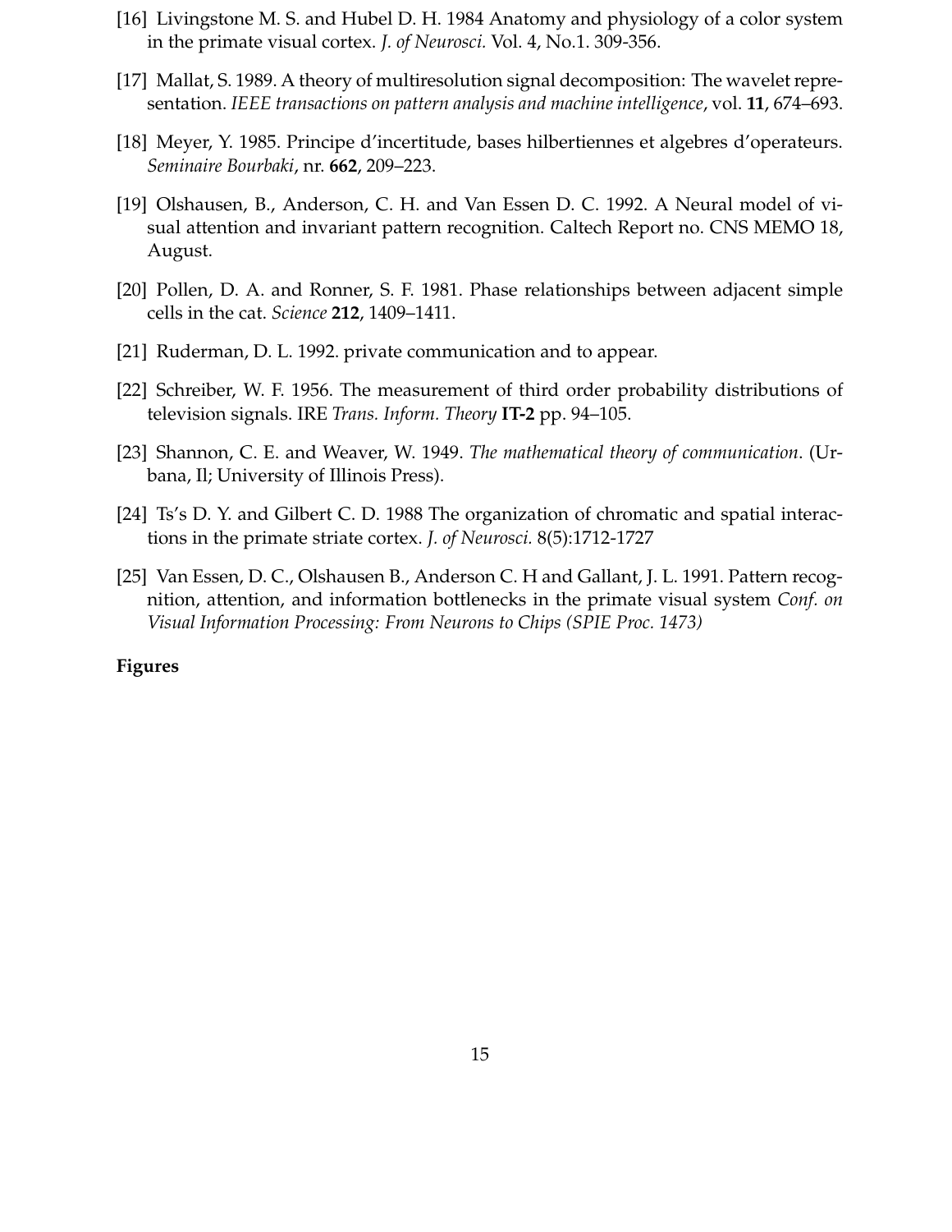[16] Livingstone M. S. and Hubel D. H. 1984 Anatomy and physiology of a color system in the primate visual cortex. *J. of Neurosci.* Vol. 4, No.1. 309-356.

[17] Mallat, S. 1989. A theory of multiresolution signal decomposition: The wavelet representation. *IEEE transactions on pattern analysis and machine intelligence*, vol. **11**, 674–693.

[18] Meyer, Y. 1985. Principe d'incertitude, bases hilbertiennes et algebres d'operateurs. *Seminaire Bourbaki*, nr. **662**, 209–223.

[19] Olshausen, B., Anderson, C. H. and Van Essen D. C. 1992. A Neural model of visual attention and invariant pattern recognition. Caltech Report no. CNS MEMO 18, August.

[20] Pollen, D. A. and Ronner, S. F. 1981. Phase relationships between adjacent simple cells in the cat. *Science* **212**, 1409–1411.

[21] Ruderman, D. L. 1992. private communication and to appear.

[22] Schreiber, W. F. 1956. The measurement of third order probability distributions of television signals. IRE *Trans. Inform. Theory* **IT-2** pp. 94–105.

[23] Shannon, C. E. and Weaver, W. 1949. *The mathematical theory of communication*. (Urbana, Il; University of Illinois Press).

[24] Ts's D. Y. and Gilbert C. D. 1988 The organization of chromatic and spatial interactions in the primate striate cortex. *J. of Neurosci.* 8(5):1712-1727

[25] Van Essen, D. C., Olshausen B., Anderson C. H and Gallant, J. L. 1991. Pattern recognition, attention, and information bottlenecks in the primate visual system *Conf. on Visual Information Processing: From Neurons to Chips (SPIE Proc. 1473)*

**Figures**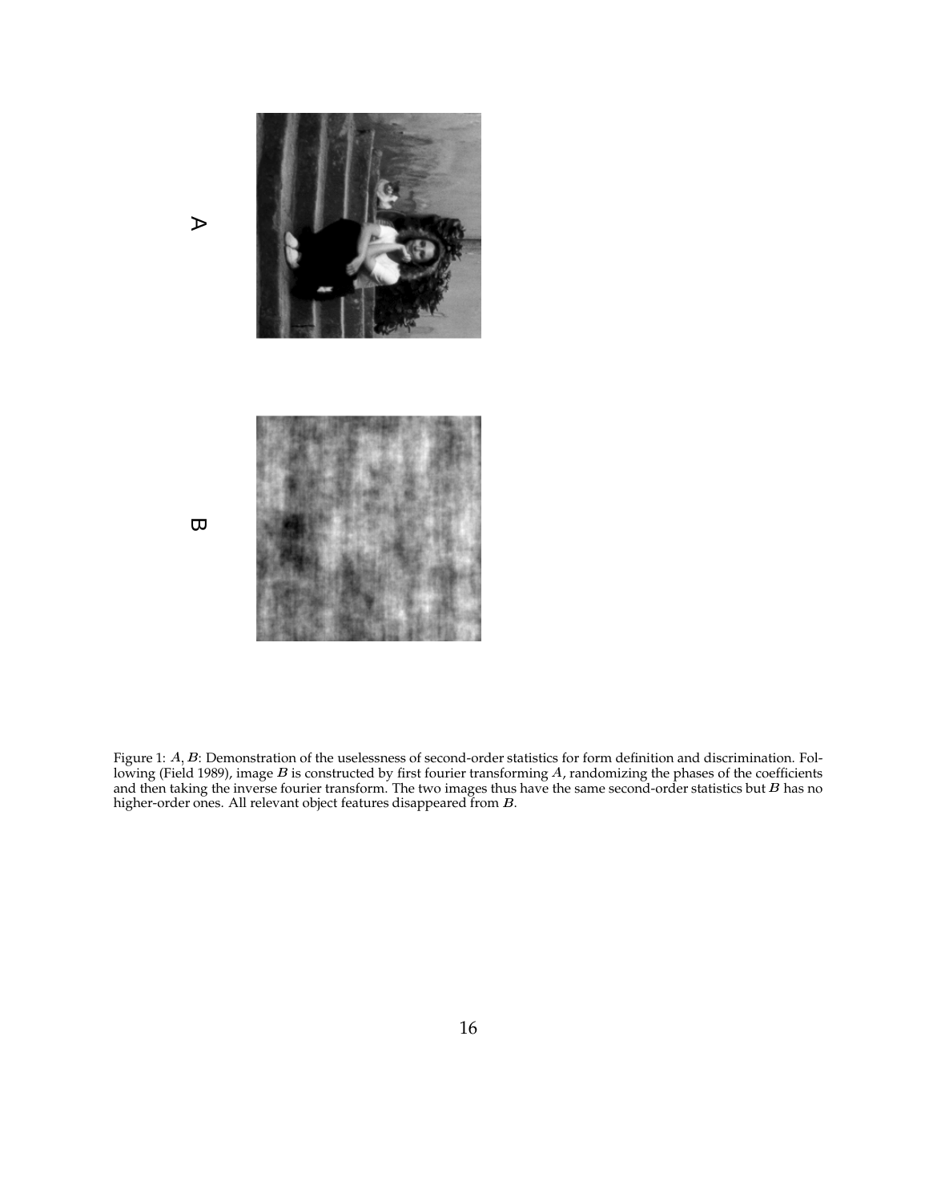Figure 1: $A$, $B$: Demonstration of the uselessness of second-order statistics for form definition and discrimination. Following (Field 1989), image $B$ is constructed by first fourier transforming $A$, randomizing the phases of the coefficients and then taking the inverse fourier transform. The two images thus have the same second-order statistics but $B$ has no higher-order ones. All relevant object features disappeared from $B$.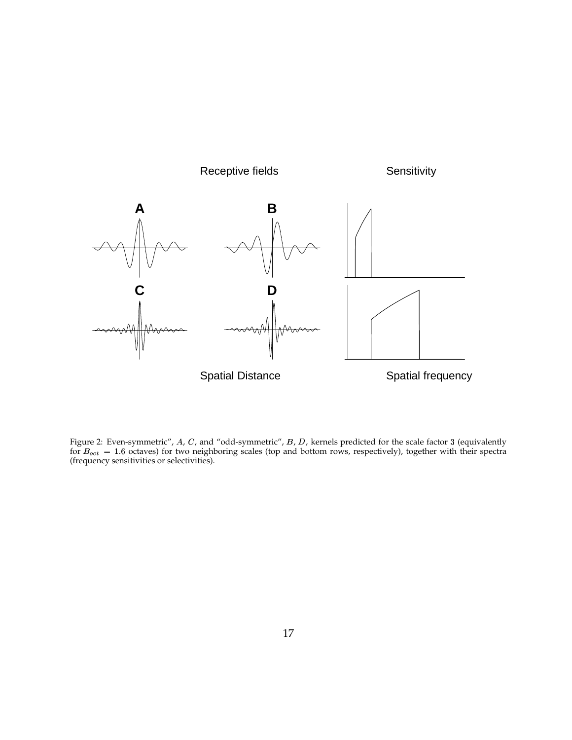Figure 2: Even-symmetric", $A$, $C$, and "odd-symmetric", $B$, $D$, kernels predicted for the scale factor 3 (equivalently for $B_{oct} = 1.6$ octaves) for two neighboring scales (top and bottom rows, respectively), together with their spectra (frequency sensitivities or selectivities).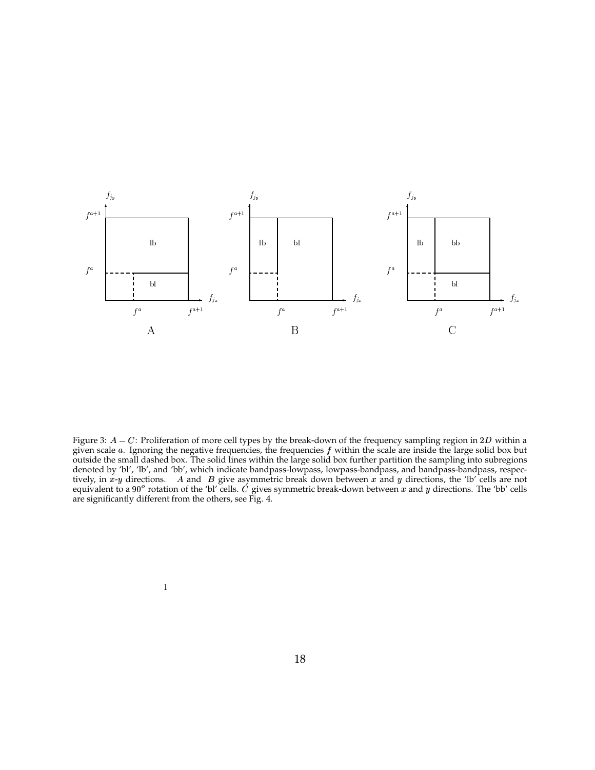Figure 3: $A - C$: Proliferation of more cell types by the break-down of the frequency sampling region in $2D$ within a given scale $a$. Ignoring the negative frequencies, the frequencies $f$ within the scale are inside the large solid box but outside the small dashed box. The solid lines within the large solid box further partition the sampling into subregions denoted by 'bl', 'lb', and 'bb', which indicate bandpass-lowpass, lowpass-bandpass, and bandpass-bandpass, respectively, in $x$-$y$ directions. $A$ and $B$ give asymmetric break down between $x$ and $y$ directions, the 'lb' cells are not equivalent to a $90^o$ rotation of the 'bl' cells. $C$ gives symmetric break-down between $x$ and $y$ directions. The 'bb' cells are significantly different from the others, see Fig. 4.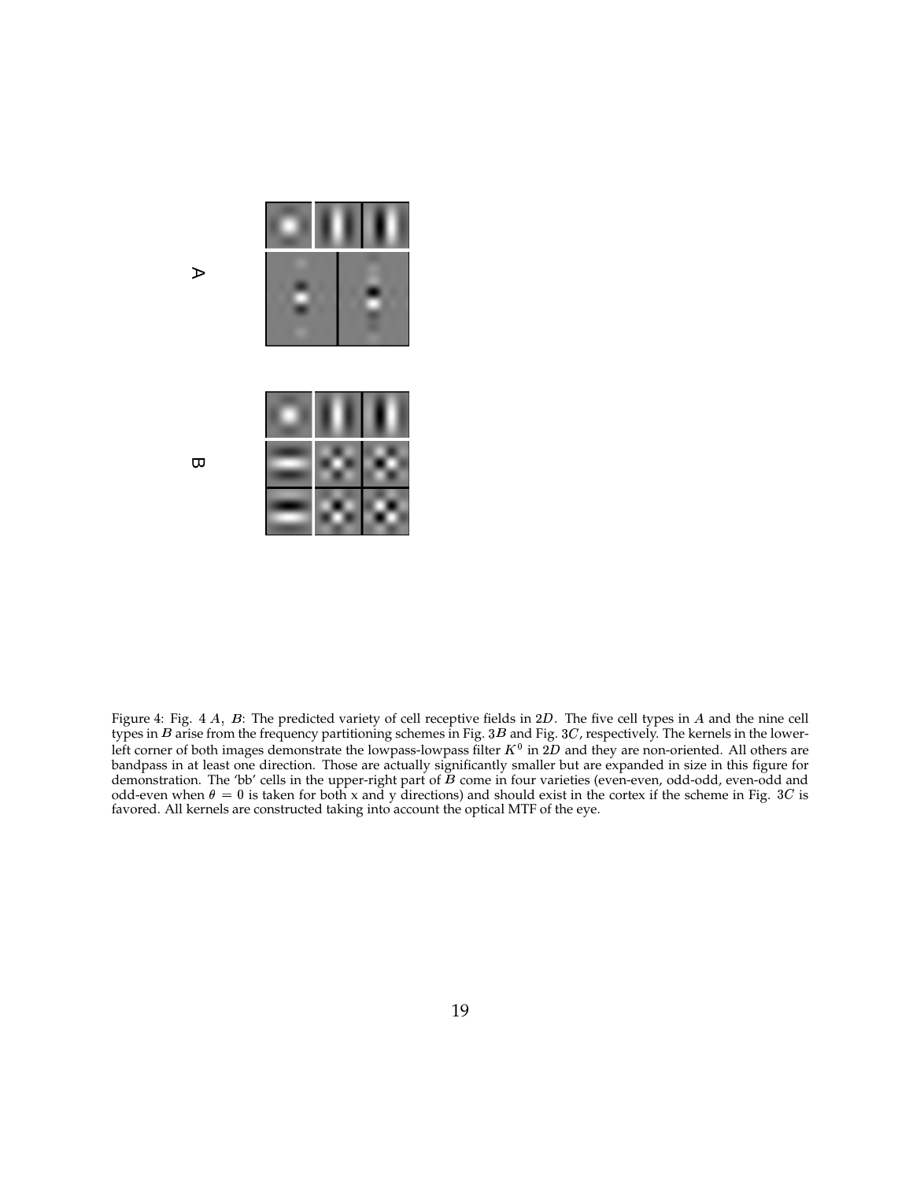Figure 4: Fig. 4 $A$, $B$: The predicted variety of cell receptive fields in $2D$. The five cell types in $A$ and the nine cell types in $B$ arise from the frequency partitioning schemes in Fig. 3$B$ and Fig. 3$C$, respectively. The kernels in the lower-left corner of both images demonstrate the lowpass-lowpass filter $K^0$ in $2D$ and they are non-oriented. All others are bandpass in at least one direction. Those are actually significantly smaller but are expanded in size in this figure for demonstration. The 'bb' cells in the upper-right part of $B$ come in four varieties (even-even, odd-odd, even-odd and odd-even when $\theta = 0$ is taken for both x and y directions) and should exist in the cortex if the scheme in Fig. 3$C$ is favored. All kernels are constructed taking into account the optical MTF of the eye.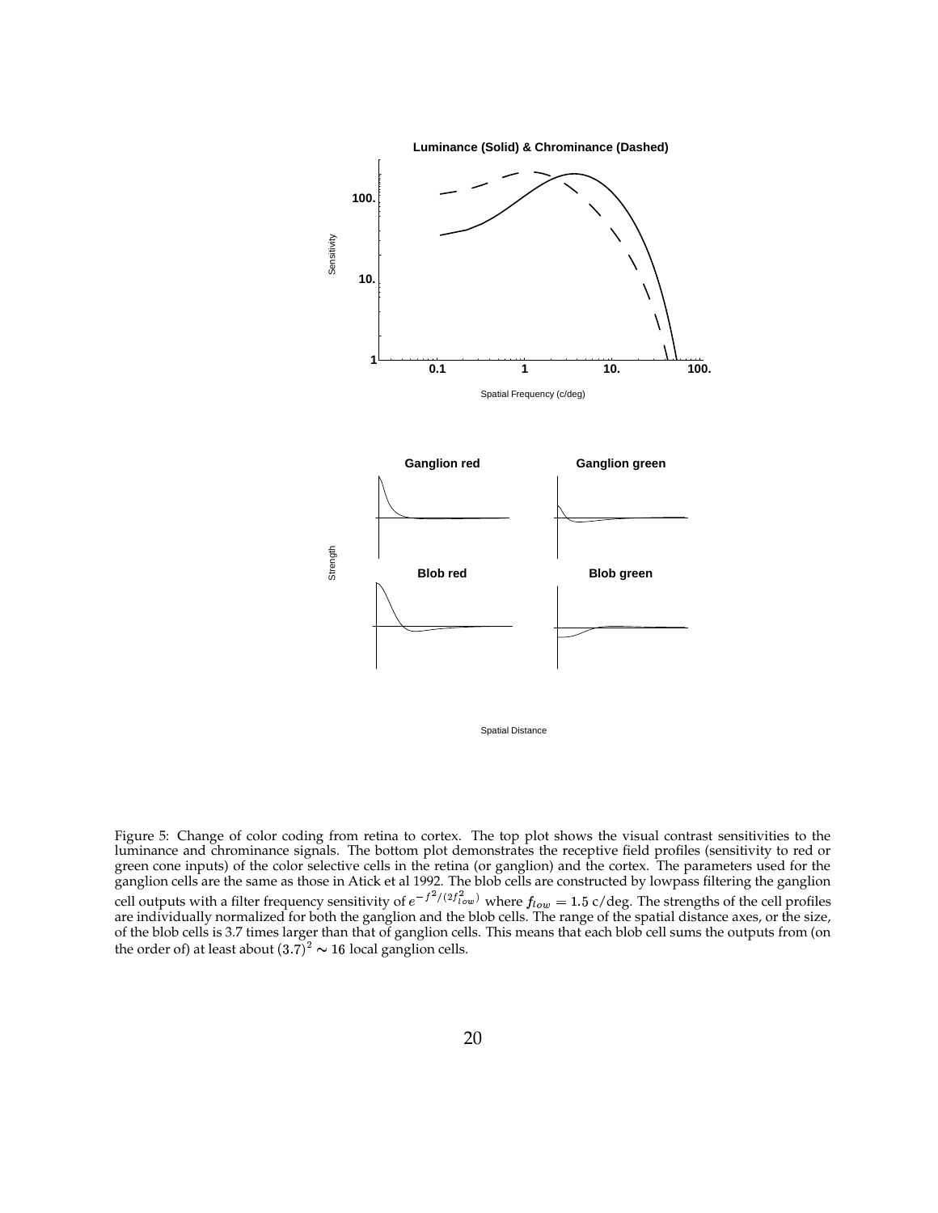Luminance (Solid) & Chrominance (Dashed)

Sensitivity

100.

10.

1

0.1

1

10.

100.

Spatial Frequency (c/deg)

Ganglion red

Ganglion green

Strength

Blob red

Blob green

Spatial Distance

Figure 5: Change of color coding from retina to cortex. The top plot shows the visual contrast sensitivities to the luminance and chrominance signals. The bottom plot demonstrates the receptive field profiles (sensitivity to red or green cone inputs) of the color selective cells in the retina (or ganglion) and the cortex. The parameters used for the ganglion cells are the same as those in Atick et al 1992. The blob cells are constructed by lowpass filtering the ganglion cell outputs with a filter frequency sensitivity of $e^{-f^2/(2f_{low}^2)}$ where $f_{low} = 1.5$ c/deg. The strengths of the cell profiles are individually normalized for both the ganglion and the blob cells. The range of the spatial distance axes, or the size, of the blob cells is 3.7 times larger than that of ganglion cells. This means that each blob cell sums the outputs from (on the order of) at least about $(3.7)^2 \sim 16$ local ganglion cells.